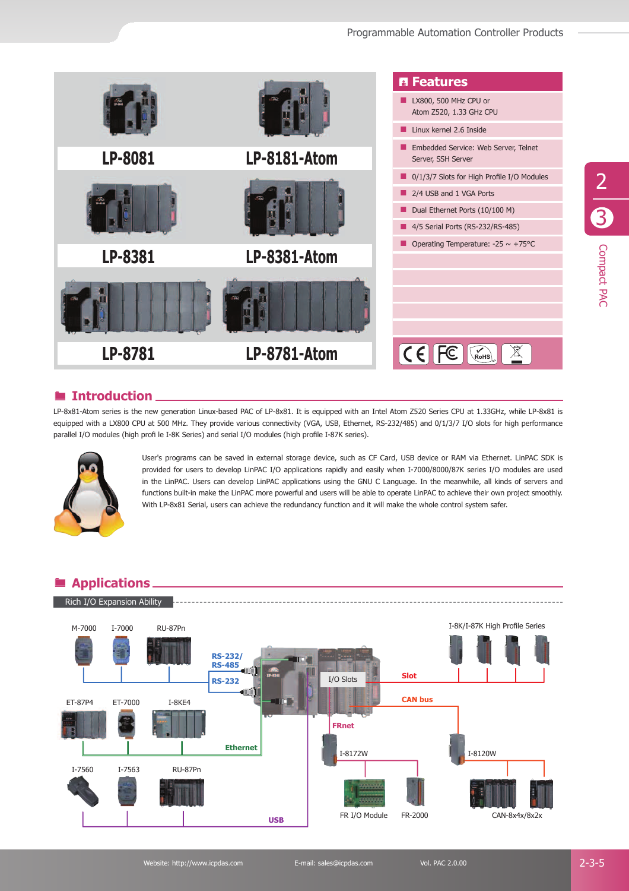LP-8081 | LP-8181-Atom

LP-8381 | LP-8381-Atom

LP-8781 | LP-8781-Atom

## Features

- LX800, 500 MHz CPU or Atom Z520, 1.33 GHz CPU
- Linux kernel 2.6 Inside
- Embedded Service: Web Server, Telnet Server, SSH Server
- 0/1/3/7 Slots for High Profile I/O Modules
- 2/4 USB and 1 VGA Ports
- Dual Ethernet Ports (10/100 M)
- 4/5 Serial Ports (RS-232/RS-485)
- Operating Temperature: -25 ~ +75°C

## Introduction

LP-8x81-Atom series is the new generation Linux-based PAC of LP-8x81. It is equipped with an Intel Atom Z520 Series CPU at 1.33GHz, while LP-8x81 is equipped with a LX800 CPU at 500 MHz. They provide various connectivity (VGA, USB, Ethernet, RS-232/485) and 0/1/3/7 I/O slots for high performance parallel I/O modules (high profi le I-8K Series) and serial I/O modules (high profile I-87K series).

User's programs can be saved in external storage device, such as CF Card, USB device or RAM via Ethernet. LinPAC SDK is provided for users to develop LinPAC I/O applications rapidly and easily when I-7000/8000/87K series I/O modules are used in the LinPAC. Users can develop LinPAC applications using the GNU C Language. In the meanwhile, all kinds of servers and functions built-in make the LinPAC more powerful and users will be able to operate LinPAC to achieve their own project smoothly. With LP-8x81 Serial, users can achieve the redundancy function and it will make the whole control system safer.

## Applications

Rich I/O Expansion Ability

M-7000 | I-7000 | RU-87Pn | RS-232/RS-485 | RS-232 | I/O Slots | Slot | I-8K/I-87K High Profile Series | ET-87P4 | ET-7000 | I-8KE4 | CAN bus | FRnet | Ethernet | I-8172W | I-8120W | I-7560 | I-7563 | RU-87Pn | USB | FR I/O Module | FR-2000 | CAN-8x4x/8x2x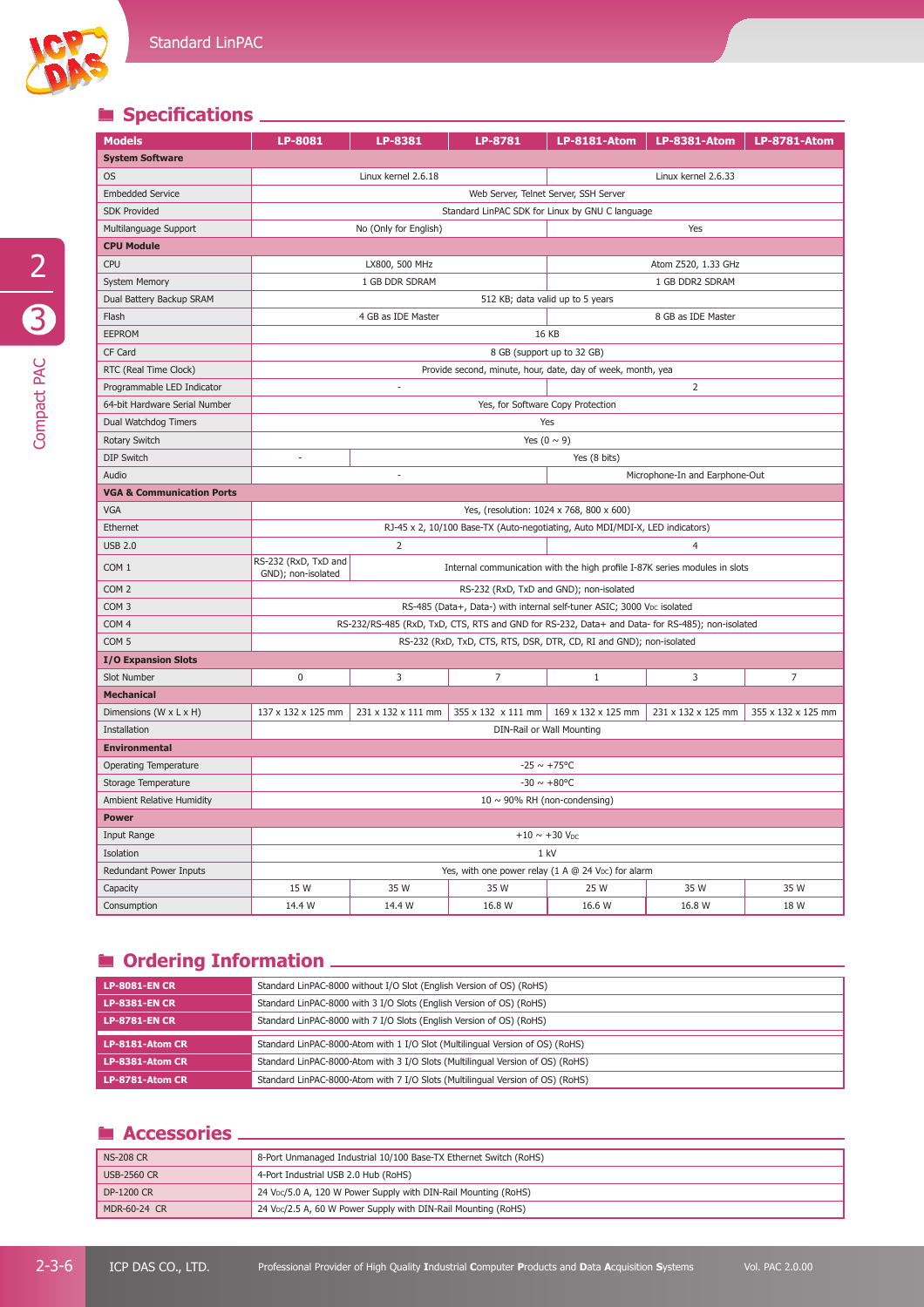## Specifications

| Models | LP-8081 | LP-8381 | LP-8781 | LP-8181-Atom | LP-8381-Atom | LP-8781-Atom |
|---|---|---|---|---|---|---|
| **System Software** | | | | | | |
| OS | Linux kernel 2.6.18 | | | Linux kernel 2.6.33 | | |
| Embedded Service | Web Server, Telnet Server, SSH Server | | | | | |
| SDK Provided | Standard LinPAC SDK for Linux by GNU C language | | | | | |
| Multilanguage Support | No (Only for English) | | | Yes | | |
| **CPU Module** | | | | | | |
| CPU | LX800, 500 MHz | | | Atom Z520, 1.33 GHz | | |
| System Memory | 1 GB DDR SDRAM | | | 1 GB DDR2 SDRAM | | |
| Dual Battery Backup SRAM | 512 KB; data valid up to 5 years | | | | | |
| Flash | 4 GB as IDE Master | | | 8 GB as IDE Master | | |
| EEPROM | 16 KB | | | | | |
| CF Card | 8 GB (support up to 32 GB) | | | | | |
| RTC (Real Time Clock) | Provide second, minute, hour, date, day of week, month, yea | | | | | |
| Programmable LED Indicator | - | | | 2 | | |
| 64-bit Hardware Serial Number | Yes, for Software Copy Protection | | | | | |
| Dual Watchdog Timers | Yes | | | | | |
| Rotary Switch | Yes (0 ~ 9) | | | | | |
| DIP Switch | - | Yes (8 bits) | | | | |
| Audio | - | | | Microphone-In and Earphone-Out | | |
| **VGA & Communication Ports** | | | | | | |
| VGA | Yes, (resolution: 1024 x 768, 800 x 600) | | | | | |
| Ethernet | RJ-45 x 2, 10/100 Base-TX (Auto-negotiating, Auto MDI/MDI-X, LED indicators) | | | | | |
| USB 2.0 | 2 | | | 4 | | |
| COM 1 | RS-232 (RxD, TxD and GND); non-isolated | Internal communication with the high profile I-87K series modules in slots | | | | |
| COM 2 | RS-232 (RxD, TxD and GND); non-isolated | | | | | |
| COM 3 | RS-485 (Data+, Data-) with internal self-tuner ASIC; 3000 $V_{DC}$ isolated | | | | | |
| COM 4 | RS-232/RS-485 (RxD, TxD, CTS, RTS and GND for RS-232, Data+ and Data- for RS-485); non-isolated | | | | | |
| COM 5 | RS-232 (RxD, TxD, CTS, RTS, DSR, DTR, CD, RI and GND); non-isolated | | | | | |
| **I/O Expansion Slots** | | | | | | |
| Slot Number | 0 | 3 | 7 | 1 | 3 | 7 |
| **Mechanical** | | | | | | |
| Dimensions (W x L x H) | 137 x 132 x 125 mm | 231 x 132 x 111 mm | 355 x 132 x 111 mm | 169 x 132 x 125 mm | 231 x 132 x 125 mm | 355 x 132 x 125 mm |
| Installation | DIN-Rail or Wall Mounting | | | | | |
| **Environmental** | | | | | | |
| Operating Temperature | -25 ~ +75°C | | | | | |
| Storage Temperature | -30 ~ +80°C | | | | | |
| Ambient Relative Humidity | 10 ~ 90% RH (non-condensing) | | | | | |
| **Power** | | | | | | |
| Input Range | +10 ~ +30 $V_{DC}$ | | | | | |
| Isolation | 1 kV | | | | | |
| Redundant Power Inputs | Yes, with one power relay (1 A @ 24 $V_{DC}$) for alarm | | | | | |
| Capacity | 15 W | 35 W | 35 W | 25 W | 35 W | 35 W |
| Consumption | 14.4 W | 14.4 W | 16.8 W | 16.6 W | 16.8 W | 18 W |

## Ordering Information

| | |
|---|---|
| LP-8081-EN CR | Standard LinPAC-8000 without I/O Slot (English Version of OS) (RoHS) |
| LP-8381-EN CR | Standard LinPAC-8000 with 3 I/O Slots (English Version of OS) (RoHS) |
| LP-8781-EN CR | Standard LinPAC-8000 with 7 I/O Slots (English Version of OS) (RoHS) |
| LP-8181-Atom CR | Standard LinPAC-8000-Atom with 1 I/O Slot (Multilingual Version of OS) (RoHS) |
| LP-8381-Atom CR | Standard LinPAC-8000-Atom with 3 I/O Slots (Multilingual Version of OS) (RoHS) |
| LP-8781-Atom CR | Standard LinPAC-8000-Atom with 7 I/O Slots (Multilingual Version of OS) (RoHS) |

## Accessories

| | |
|---|---|
| NS-208 CR | 8-Port Unmanaged Industrial 10/100 Base-TX Ethernet Switch (RoHS) |
| USB-2560 CR | 4-Port Industrial USB 2.0 Hub (RoHS) |
| DP-1200 CR | 24 $V_{DC}$/5.0 A, 120 W Power Supply with DIN-Rail Mounting (RoHS) |
| MDR-60-24 CR | 24 $V_{DC}$/2.5 A, 60 W Power Supply with DIN-Rail Mounting (RoHS) |